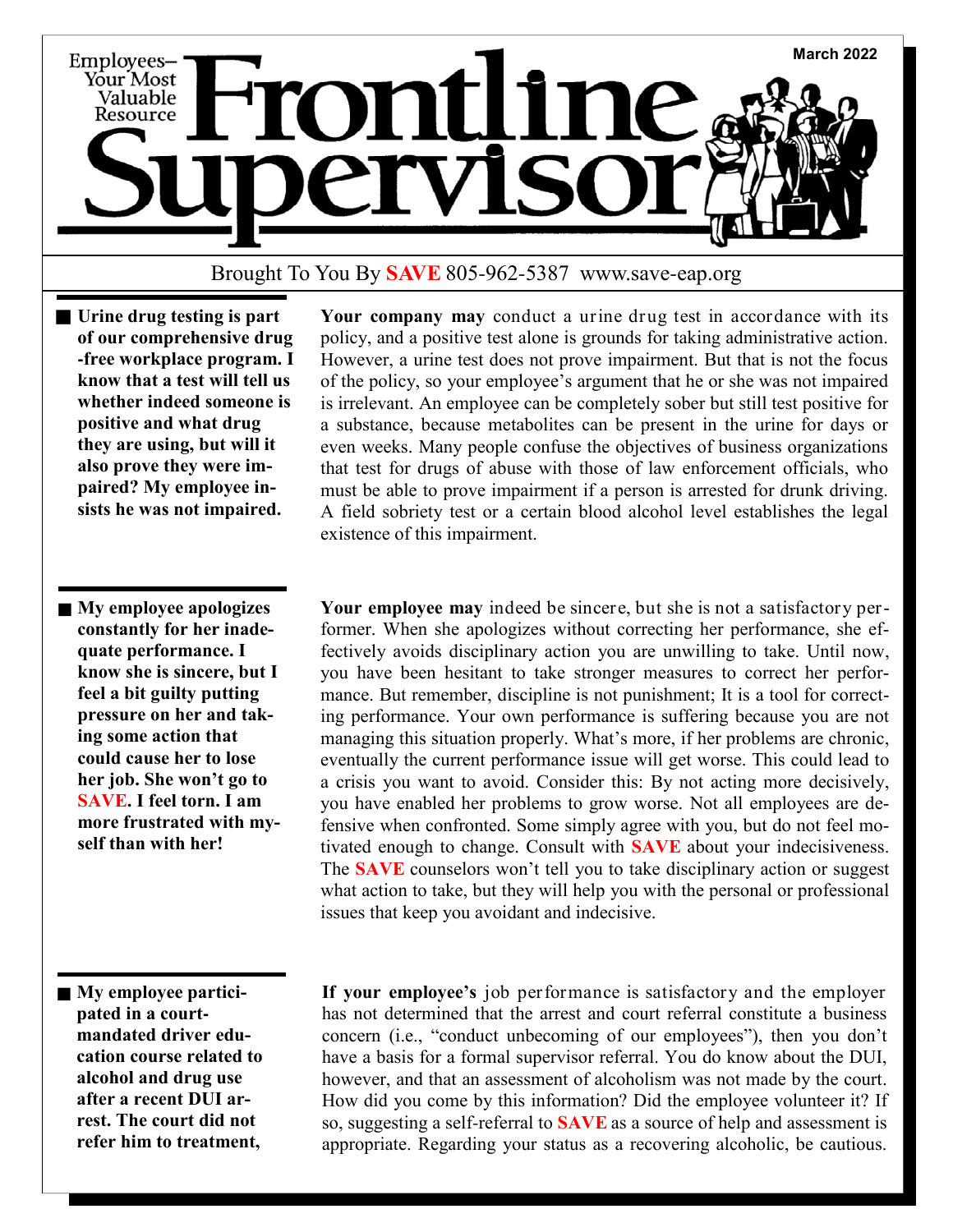# Frontline Supervisor

Employees—Your Most Valuable Resource

March 2022

Brought To You By **SAVE** 805-962-5387 www.save-eap.org

■ **Urine drug testing is part of our comprehensive drug-free workplace program. I know that a test will tell us whether indeed someone is positive and what drug they are using, but will it also prove they were impaired? My employee insists he was not impaired.**

**Your company may** conduct a urine drug test in accordance with its policy, and a positive test alone is grounds for taking administrative action. However, a urine test does not prove impairment. But that is not the focus of the policy, so your employee's argument that he or she was not impaired is irrelevant. An employee can be completely sober but still test positive for a substance, because metabolites can be present in the urine for days or even weeks. Many people confuse the objectives of business organizations that test for drugs of abuse with those of law enforcement officials, who must be able to prove impairment if a person is arrested for drunk driving. A field sobriety test or a certain blood alcohol level establishes the legal existence of this impairment.

■ **My employee apologizes constantly for her inadequate performance. I know she is sincere, but I feel a bit guilty putting pressure on her and taking some action that could cause her to lose her job. She won't go to SAVE. I feel torn. I am more frustrated with myself than with her!**

**Your employee may** indeed be sincere, but she is not a satisfactory performer. When she apologizes without correcting her performance, she effectively avoids disciplinary action you are unwilling to take. Until now, you have been hesitant to take stronger measures to correct her performance. But remember, discipline is not punishment; It is a tool for correcting performance. Your own performance is suffering because you are not managing this situation properly. What's more, if her problems are chronic, eventually the current performance issue will get worse. This could lead to a crisis you want to avoid. Consider this: By not acting more decisively, you have enabled her problems to grow worse. Not all employees are defensive when confronted. Some simply agree with you, but do not feel motivated enough to change. Consult with **SAVE** about your indecisiveness. The **SAVE** counselors won't tell you to take disciplinary action or suggest what action to take, but they will help you with the personal or professional issues that keep you avoidant and indecisive.

■ **My employee participated in a court-mandated driver education course related to alcohol and drug use after a recent DUI arrest. The court did not refer him to treatment,**

**If your employee's** job performance is satisfactory and the employer has not determined that the arrest and court referral constitute a business concern (i.e., "conduct unbecoming of our employees"), then you don't have a basis for a formal supervisor referral. You do know about the DUI, however, and that an assessment of alcoholism was not made by the court. How did you come by this information? Did the employee volunteer it? If so, suggesting a self-referral to **SAVE** as a source of help and assessment is appropriate. Regarding your status as a recovering alcoholic, be cautious.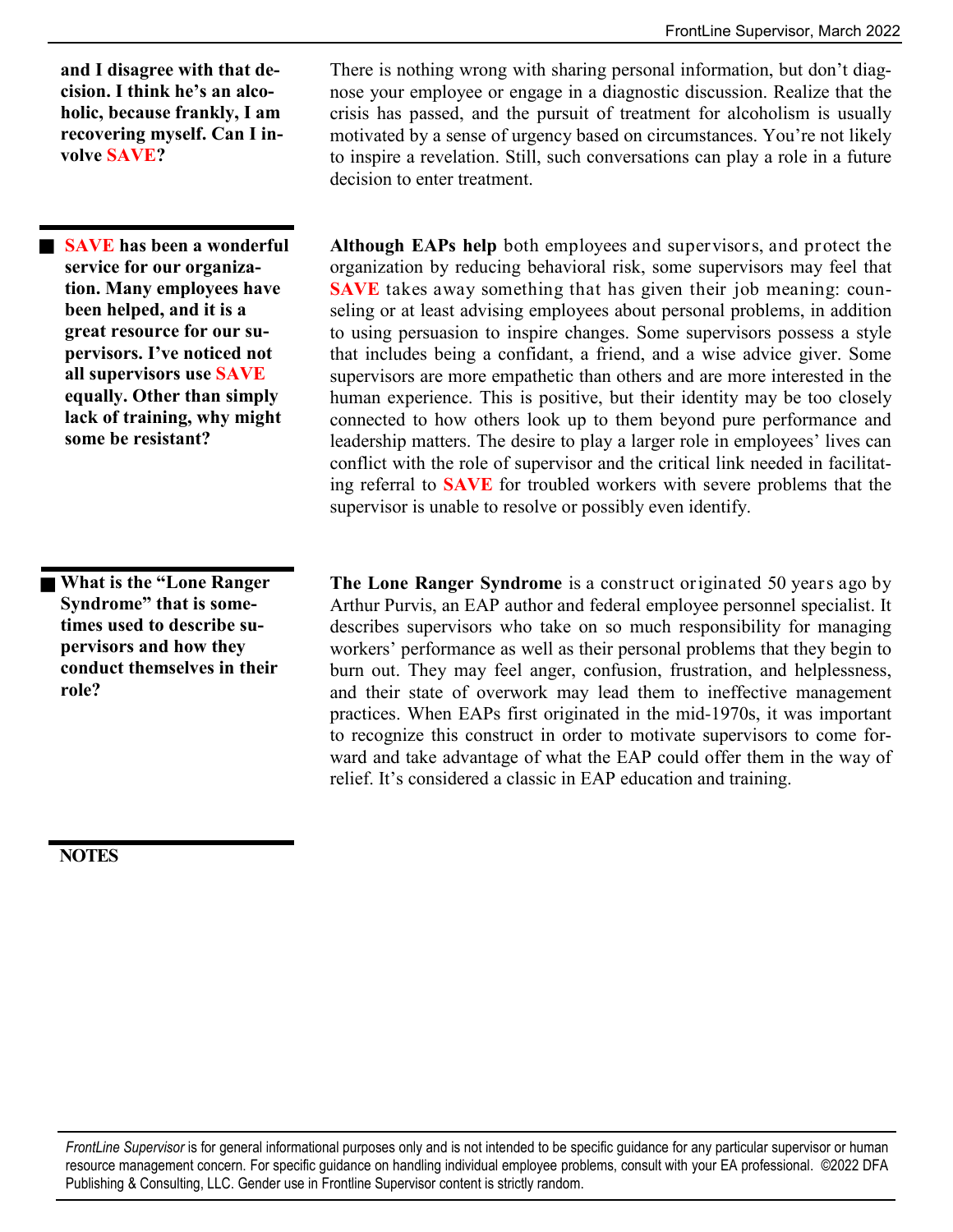**and I disagree with that decision. I think he's an alcoholic, because frankly, I am recovering myself. Can I involve SAVE?**

There is nothing wrong with sharing personal information, but don't diagnose your employee or engage in a diagnostic discussion. Realize that the crisis has passed, and the pursuit of treatment for alcoholism is usually motivated by a sense of urgency based on circumstances. You're not likely to inspire a revelation. Still, such conversations can play a role in a future decision to enter treatment.

**SAVE has been a wonderful service for our organization. Many employees have been helped, and it is a great resource for our supervisors. I've noticed not all supervisors use SAVE equally. Other than simply lack of training, why might some be resistant?**

**Although EAPs help** both employees and supervisors, and protect the organization by reducing behavioral risk, some supervisors may feel that **SAVE** takes away something that has given their job meaning: counseling or at least advising employees about personal problems, in addition to using persuasion to inspire changes. Some supervisors possess a style that includes being a confidant, a friend, and a wise advice giver. Some supervisors are more empathetic than others and are more interested in the human experience. This is positive, but their identity may be too closely connected to how others look up to them beyond pure performance and leadership matters. The desire to play a larger role in employees' lives can conflict with the role of supervisor and the critical link needed in facilitating referral to **SAVE** for troubled workers with severe problems that the supervisor is unable to resolve or possibly even identify.

**What is the "Lone Ranger Syndrome" that is sometimes used to describe supervisors and how they conduct themselves in their role?**

**The Lone Ranger Syndrome** is a construct originated 50 years ago by Arthur Purvis, an EAP author and federal employee personnel specialist. It describes supervisors who take on so much responsibility for managing workers' performance as well as their personal problems that they begin to burn out. They may feel anger, confusion, frustration, and helplessness, and their state of overwork may lead them to ineffective management practices. When EAPs first originated in the mid-1970s, it was important to recognize this construct in order to motivate supervisors to come forward and take advantage of what the EAP could offer them in the way of relief. It's considered a classic in EAP education and training.

**NOTES**

*FrontLine Supervisor* is for general informational purposes only and is not intended to be specific guidance for any particular supervisor or human resource management concern. For specific guidance on handling individual employee problems, consult with your EA professional. ©2022 DFA Publishing & Consulting, LLC. Gender use in Frontline Supervisor content is strictly random.